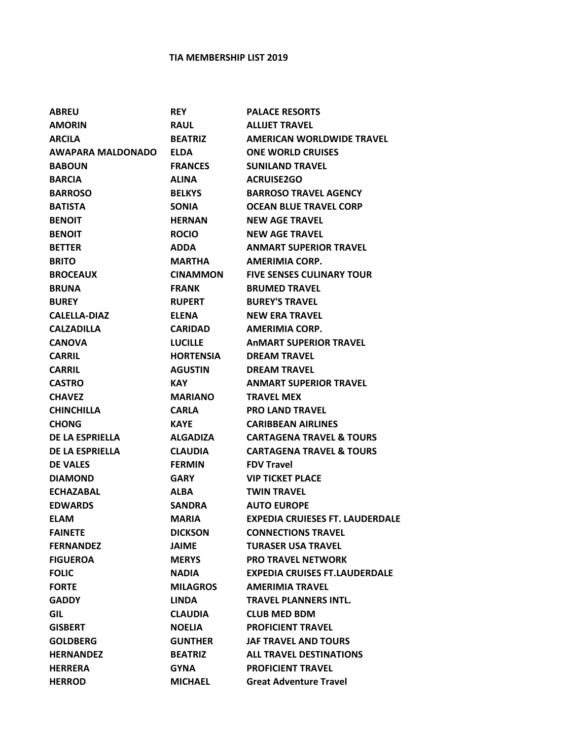# TIA MEMBERSHIP LIST 2019

| | | |
|---|---|---|
| ABREU | REY | PALACE RESORTS |
| AMORIN | RAUL | ALLIJET TRAVEL |
| ARCILA | BEATRIZ | AMERICAN WORLDWIDE TRAVEL |
| AWAPARA MALDONADO | ELDA | ONE WORLD CRUISES |
| BABOUN | FRANCES | SUNILAND TRAVEL |
| BARCIA | ALINA | ACRUISE2GO |
| BARROSO | BELKYS | BARROSO TRAVEL AGENCY |
| BATISTA | SONIA | OCEAN BLUE TRAVEL CORP |
| BENOIT | HERNAN | NEW AGE TRAVEL |
| BENOIT | ROCIO | NEW AGE TRAVEL |
| BETTER | ADDA | ANMART SUPERIOR TRAVEL |
| BRITO | MARTHA | AMERIMIA CORP. |
| BROCEAUX | CINAMMON | FIVE SENSES CULINARY TOUR |
| BRUNA | FRANK | BRUMED TRAVEL |
| BUREY | RUPERT | BUREY'S TRAVEL |
| CALELLA-DIAZ | ELENA | NEW ERA TRAVEL |
| CALZADILLA | CARIDAD | AMERIMIA CORP. |
| CANOVA | LUCILLE | AnMART SUPERIOR TRAVEL |
| CARRIL | HORTENSIA | DREAM TRAVEL |
| CARRIL | AGUSTIN | DREAM TRAVEL |
| CASTRO | KAY | ANMART SUPERIOR TRAVEL |
| CHAVEZ | MARIANO | TRAVEL MEX |
| CHINCHILLA | CARLA | PRO LAND TRAVEL |
| CHONG | KAYE | CARIBBEAN AIRLINES |
| DE LA ESPRIELLA | ALGADIZA | CARTAGENA TRAVEL & TOURS |
| DE LA ESPRIELLA | CLAUDIA | CARTAGENA TRAVEL & TOURS |
| DE VALES | FERMIN | FDV Travel |
| DIAMOND | GARY | VIP TICKET PLACE |
| ECHAZABAL | ALBA | TWIN TRAVEL |
| EDWARDS | SANDRA | AUTO EUROPE |
| ELAM | MARIA | EXPEDIA CRUIESES FT. LAUDERDALE |
| FAINETE | DICKSON | CONNECTIONS TRAVEL |
| FERNANDEZ | JAIME | TURASER USA TRAVEL |
| FIGUEROA | MERYS | PRO TRAVEL NETWORK |
| FOLIC | NADIA | EXPEDIA CRUISES FT.LAUDERDALE |
| FORTE | MILAGROS | AMERIMIA TRAVEL |
| GADDY | LINDA | TRAVEL PLANNERS INTL. |
| GIL | CLAUDIA | CLUB MED BDM |
| GISBERT | NOELIA | PROFICIENT TRAVEL |
| GOLDBERG | GUNTHER | JAF TRAVEL AND TOURS |
| HERNANDEZ | BEATRIZ | ALL TRAVEL DESTINATIONS |
| HERRERA | GYNA | PROFICIENT TRAVEL |
| HERROD | MICHAEL | Great Adventure Travel |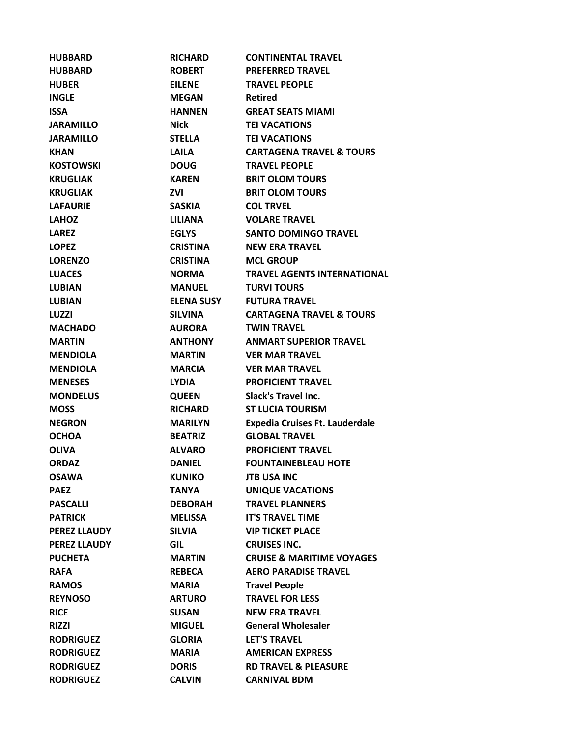| | | |
|---|---|---|
| **HUBBARD** | **RICHARD** | **CONTINENTAL TRAVEL** |
| **HUBBARD** | **ROBERT** | **PREFERRED TRAVEL** |
| **HUBER** | **EILENE** | **TRAVEL PEOPLE** |
| **INGLE** | **MEGAN** | **Retired** |
| **ISSA** | **HANNEN** | **GREAT SEATS MIAMI** |
| **JARAMILLO** | **Nick** | **TEI VACATIONS** |
| **JARAMILLO** | **STELLA** | **TEI VACATIONS** |
| **KHAN** | **LAILA** | **CARTAGENA TRAVEL & TOURS** |
| **KOSTOWSKI** | **DOUG** | **TRAVEL PEOPLE** |
| **KRUGLIAK** | **KAREN** | **BRIT OLOM TOURS** |
| **KRUGLIAK** | **ZVI** | **BRIT OLOM TOURS** |
| **LAFAURIE** | **SASKIA** | **COL TRVEL** |
| **LAHOZ** | **LILIANA** | **VOLARE TRAVEL** |
| **LAREZ** | **EGLYS** | **SANTO DOMINGO TRAVEL** |
| **LOPEZ** | **CRISTINA** | **NEW ERA TRAVEL** |
| **LORENZO** | **CRISTINA** | **MCL GROUP** |
| **LUACES** | **NORMA** | **TRAVEL AGENTS INTERNATIONAL** |
| **LUBIAN** | **MANUEL** | **TURVI TOURS** |
| **LUBIAN** | **ELENA SUSY** | **FUTURA TRAVEL** |
| **LUZZI** | **SILVINA** | **CARTAGENA TRAVEL & TOURS** |
| **MACHADO** | **AURORA** | **TWIN TRAVEL** |
| **MARTIN** | **ANTHONY** | **ANMART SUPERIOR TRAVEL** |
| **MENDIOLA** | **MARTIN** | **VER MAR TRAVEL** |
| **MENDIOLA** | **MARCIA** | **VER MAR TRAVEL** |
| **MENESES** | **LYDIA** | **PROFICIENT TRAVEL** |
| **MONDELUS** | **QUEEN** | **Slack's Travel Inc.** |
| **MOSS** | **RICHARD** | **ST LUCIA TOURISM** |
| **NEGRON** | **MARILYN** | **Expedia Cruises Ft. Lauderdale** |
| **OCHOA** | **BEATRIZ** | **GLOBAL TRAVEL** |
| **OLIVA** | **ALVARO** | **PROFICIENT TRAVEL** |
| **ORDAZ** | **DANIEL** | **FOUNTAINEBLEAU HOTE** |
| **OSAWA** | **KUNIKO** | **JTB USA INC** |
| **PAEZ** | **TANYA** | **UNIQUE VACATIONS** |
| **PASCALLI** | **DEBORAH** | **TRAVEL PLANNERS** |
| **PATRICK** | **MELISSA** | **IT'S TRAVEL TIME** |
| **PEREZ LLAUDY** | **SILVIA** | **VIP TICKET PLACE** |
| **PEREZ LLAUDY** | **GIL** | **CRUISES INC.** |
| **PUCHETA** | **MARTIN** | **CRUISE & MARITIME VOYAGES** |
| **RAFA** | **REBECA** | **AERO PARADISE TRAVEL** |
| **RAMOS** | **MARIA** | **Travel People** |
| **REYNOSO** | **ARTURO** | **TRAVEL FOR LESS** |
| **RICE** | **SUSAN** | **NEW ERA TRAVEL** |
| **RIZZI** | **MIGUEL** | **General Wholesaler** |
| **RODRIGUEZ** | **GLORIA** | **LET'S TRAVEL** |
| **RODRIGUEZ** | **MARIA** | **AMERICAN EXPRESS** |
| **RODRIGUEZ** | **DORIS** | **RD TRAVEL & PLEASURE** |
| **RODRIGUEZ** | **CALVIN** | **CARNIVAL BDM** |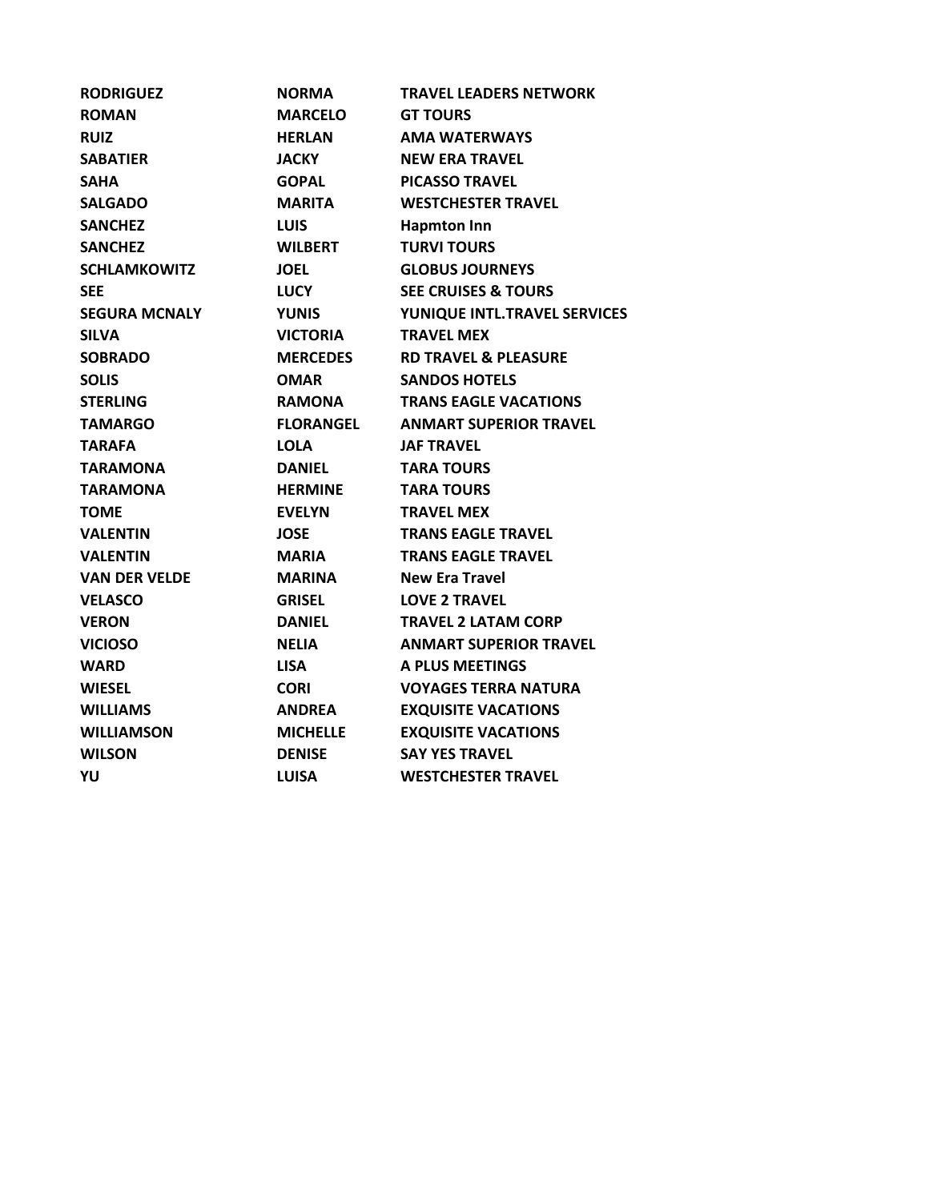| | | |
|---|---|---|
| **RODRIGUEZ** | **NORMA** | **TRAVEL LEADERS NETWORK** |
| **ROMAN** | **MARCELO** | **GT TOURS** |
| **RUIZ** | **HERLAN** | **AMA WATERWAYS** |
| **SABATIER** | **JACKY** | **NEW ERA TRAVEL** |
| **SAHA** | **GOPAL** | **PICASSO TRAVEL** |
| **SALGADO** | **MARITA** | **WESTCHESTER TRAVEL** |
| **SANCHEZ** | **LUIS** | **Hapmton Inn** |
| **SANCHEZ** | **WILBERT** | **TURVI TOURS** |
| **SCHLAMKOWITZ** | **JOEL** | **GLOBUS JOURNEYS** |
| **SEE** | **LUCY** | **SEE CRUISES & TOURS** |
| **SEGURA MCNALY** | **YUNIS** | **YUNIQUE INTL.TRAVEL SERVICES** |
| **SILVA** | **VICTORIA** | **TRAVEL MEX** |
| **SOBRADO** | **MERCEDES** | **RD TRAVEL & PLEASURE** |
| **SOLIS** | **OMAR** | **SANDOS HOTELS** |
| **STERLING** | **RAMONA** | **TRANS EAGLE VACATIONS** |
| **TAMARGO** | **FLORANGEL** | **ANMART SUPERIOR TRAVEL** |
| **TARAFA** | **LOLA** | **JAF TRAVEL** |
| **TARAMONA** | **DANIEL** | **TARA TOURS** |
| **TARAMONA** | **HERMINE** | **TARA TOURS** |
| **TOME** | **EVELYN** | **TRAVEL MEX** |
| **VALENTIN** | **JOSE** | **TRANS EAGLE TRAVEL** |
| **VALENTIN** | **MARIA** | **TRANS EAGLE TRAVEL** |
| **VAN DER VELDE** | **MARINA** | **New Era Travel** |
| **VELASCO** | **GRISEL** | **LOVE 2 TRAVEL** |
| **VERON** | **DANIEL** | **TRAVEL 2 LATAM CORP** |
| **VICIOSO** | **NELIA** | **ANMART SUPERIOR TRAVEL** |
| **WARD** | **LISA** | **A PLUS MEETINGS** |
| **WIESEL** | **CORI** | **VOYAGES TERRA NATURA** |
| **WILLIAMS** | **ANDREA** | **EXQUISITE VACATIONS** |
| **WILLIAMSON** | **MICHELLE** | **EXQUISITE VACATIONS** |
| **WILSON** | **DENISE** | **SAY YES TRAVEL** |
| **YU** | **LUISA** | **WESTCHESTER TRAVEL** |